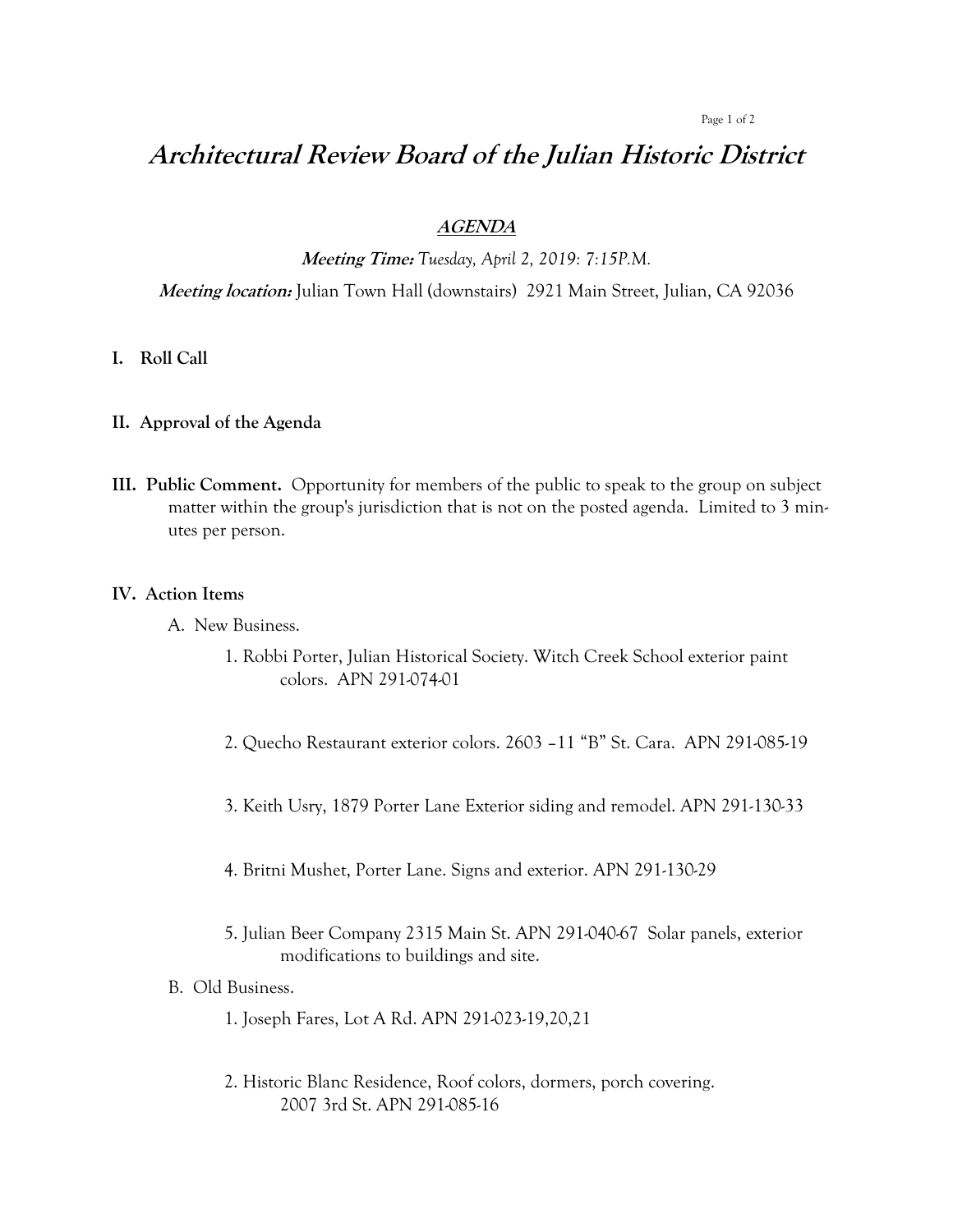# *Architectural Review Board of the Julian Historic District*

## ***AGENDA***

***Meeting Time:*** *Tuesday, April 2, 2019: 7:15P.M.*

***Meeting location:*** Julian Town Hall (downstairs) 2921 Main Street, Julian, CA 92036

**I. Roll Call**

**II. Approval of the Agenda**

**III. Public Comment.** Opportunity for members of the public to speak to the group on subject matter within the group's jurisdiction that is not on the posted agenda. Limited to 3 minutes per person.

**IV. Action Items**

A. New Business.

1. Robbi Porter, Julian Historical Society. Witch Creek School exterior paint colors. APN 291-074-01

2. Quecho Restaurant exterior colors. 2603 –11 "B" St. Cara. APN 291-085-19

3. Keith Usry, 1879 Porter Lane Exterior siding and remodel. APN 291-130-33

4. Britni Mushet, Porter Lane. Signs and exterior. APN 291-130-29

5. Julian Beer Company 2315 Main St. APN 291-040-67 Solar panels, exterior modifications to buildings and site.

B. Old Business.

1. Joseph Fares, Lot A Rd. APN 291-023-19,20,21

2. Historic Blanc Residence, Roof colors, dormers, porch covering. 2007 3rd St. APN 291-085-16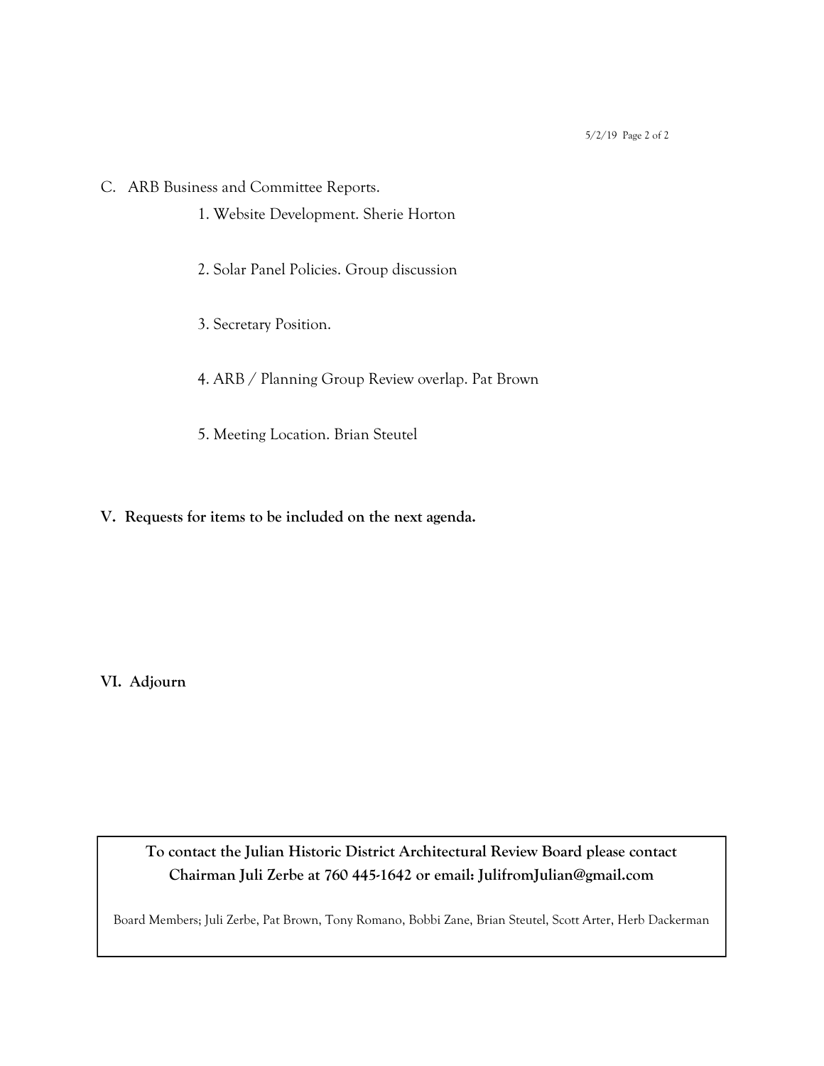C. ARB Business and Committee Reports.

1. Website Development. Sherie Horton

2. Solar Panel Policies. Group discussion

3. Secretary Position.

4. ARB / Planning Group Review overlap. Pat Brown

5. Meeting Location. Brian Steutel

**V. Requests for items to be included on the next agenda.**

**VI. Adjourn**

**To contact the Julian Historic District Architectural Review Board please contact Chairman Juli Zerbe at 760 445-1642 or email: JulifromJulian@gmail.com**

Board Members; Juli Zerbe, Pat Brown, Tony Romano, Bobbi Zane, Brian Steutel, Scott Arter, Herb Dackerman